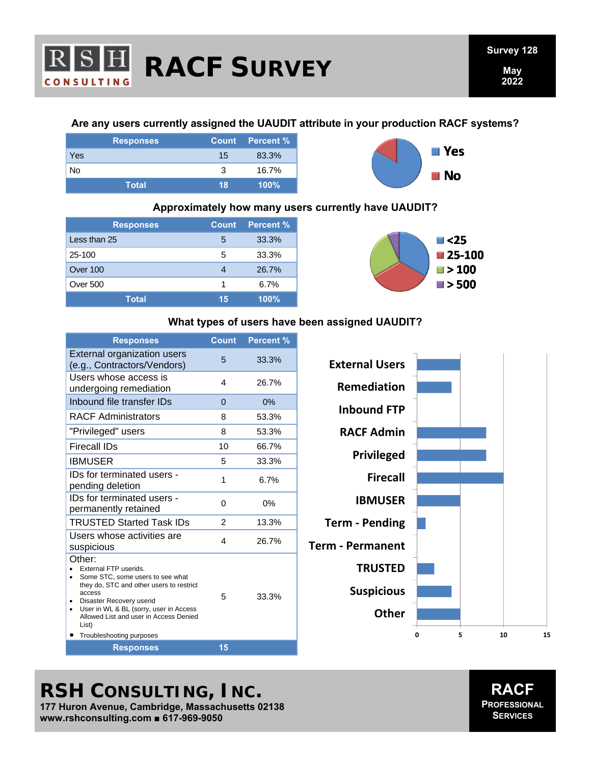# RACF Survey

Survey 128

May 2022

### Are any users currently assigned the UAUDIT attribute in your production RACF systems?

| Responses | Count | Percent % |
|---|---|---|
| Yes | 15 | 83.3% |
| No | 3 | 16.7% |
| **Total** | **18** | **100%** |

### Approximately how many users currently have UAUDIT?

| Responses | Count | Percent % |
|---|---|---|
| Less than 25 | 5 | 33.3% |
| 25-100 | 5 | 33.3% |
| Over 100 | 4 | 26.7% |
| Over 500 | 1 | 6.7% |
| **Total** | **15** | **100%** |

### What types of users have been assigned UAUDIT?

| Responses | Count | Percent % |
|---|---|---|
| External organization users (e.g., Contractors/Vendors) | 5 | 33.3% |
| Users whose access is undergoing remediation | 4 | 26.7% |
| Inbound file transfer IDs | 0 | 0% |
| RACF Administrators | 8 | 53.3% |
| "Privileged" users | 8 | 53.3% |
| Firecall IDs | 10 | 66.7% |
| IBMUSER | 5 | 33.3% |
| IDs for terminated users - pending deletion | 1 | 6.7% |
| IDs for terminated users - permanently retained | 0 | 0% |
| TRUSTED Started Task IDs | 2 | 13.3% |
| Users whose activities are suspicious | 4 | 26.7% |
| Other:<br>• External FTP userids.<br>• Some STC, some users to see what they do, STC and other users to restrict access<br>• Disaster Recovery userid<br>• User in WL & BL (sorry, user in Access Allowed List and user in Access Denied List)<br>• Troubleshooting purposes | 5 | 33.3% |
| **Responses** | **15** | |

## RSH Consulting, Inc.

177 Huron Avenue, Cambridge, Massachusetts 02138
www.rshconsulting.com ■ 617-969-9050

RACF Professional Services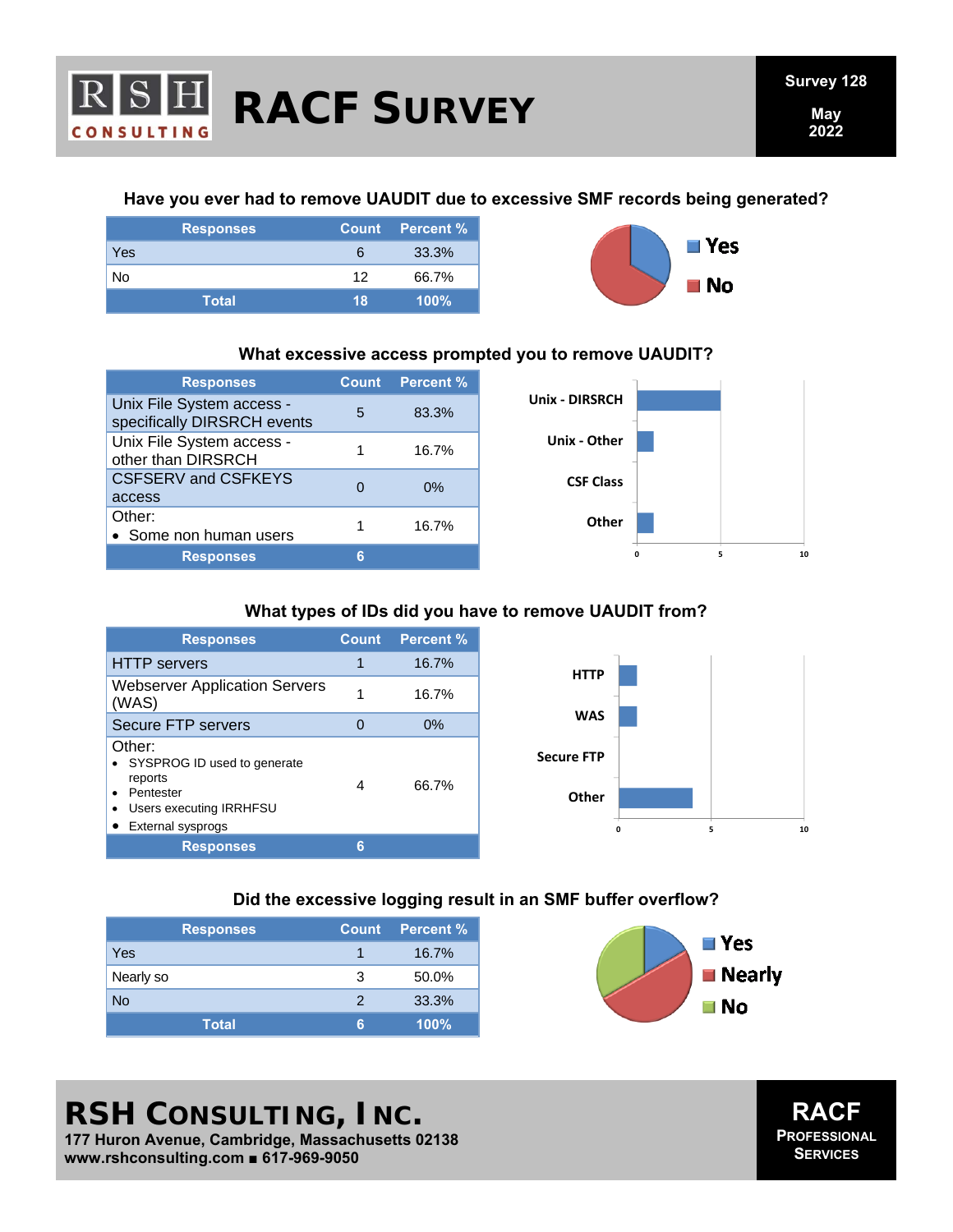RSH CONSULTING

# RACF SURVEY

Survey 128

May 2022

### Have you ever had to remove UAUDIT due to excessive SMF records being generated?

| Responses | Count | Percent % |
|---|---|---|
| Yes | 6 | 33.3% |
| No | 12 | 66.7% |
| Total | 18 | 100% |

Yes

No

### What excessive access prompted you to remove UAUDIT?

| Responses | Count | Percent % |
|---|---|---|
| Unix File System access - specifically DIRSRCH events | 5 | 83.3% |
| Unix File System access - other than DIRSRCH | 1 | 16.7% |
| CSFSERV and CSFKEYS access | 0 | 0% |
| Other:<br>• Some non human users | 1 | 16.7% |
| Responses | 6 | |

Unix - DIRSRCH

Unix - Other

CSF Class

Other

0 5 10

### What types of IDs did you have to remove UAUDIT from?

| Responses | Count | Percent % |
|---|---|---|
| HTTP servers | 1 | 16.7% |
| Webserver Application Servers (WAS) | 1 | 16.7% |
| Secure FTP servers | 0 | 0% |
| Other:<br>• SYSPROG ID used to generate reports<br>• Pentester<br>• Users executing IRRHFSU<br>• External sysprogs | 4 | 66.7% |
| Responses | 6 | |

HTTP

WAS

Secure FTP

Other

0 5 10

### Did the excessive logging result in an SMF buffer overflow?

| Responses | Count | Percent % |
|---|---|---|
| Yes | 1 | 16.7% |
| Nearly so | 3 | 50.0% |
| No | 2 | 33.3% |
| Total | 6 | 100% |

Yes

Nearly

No

**RSH CONSULTING, INC.**
177 Huron Avenue, Cambridge, Massachusetts 02138
www.rshconsulting.com ■ 617-969-9050

RACF PROFESSIONAL SERVICES